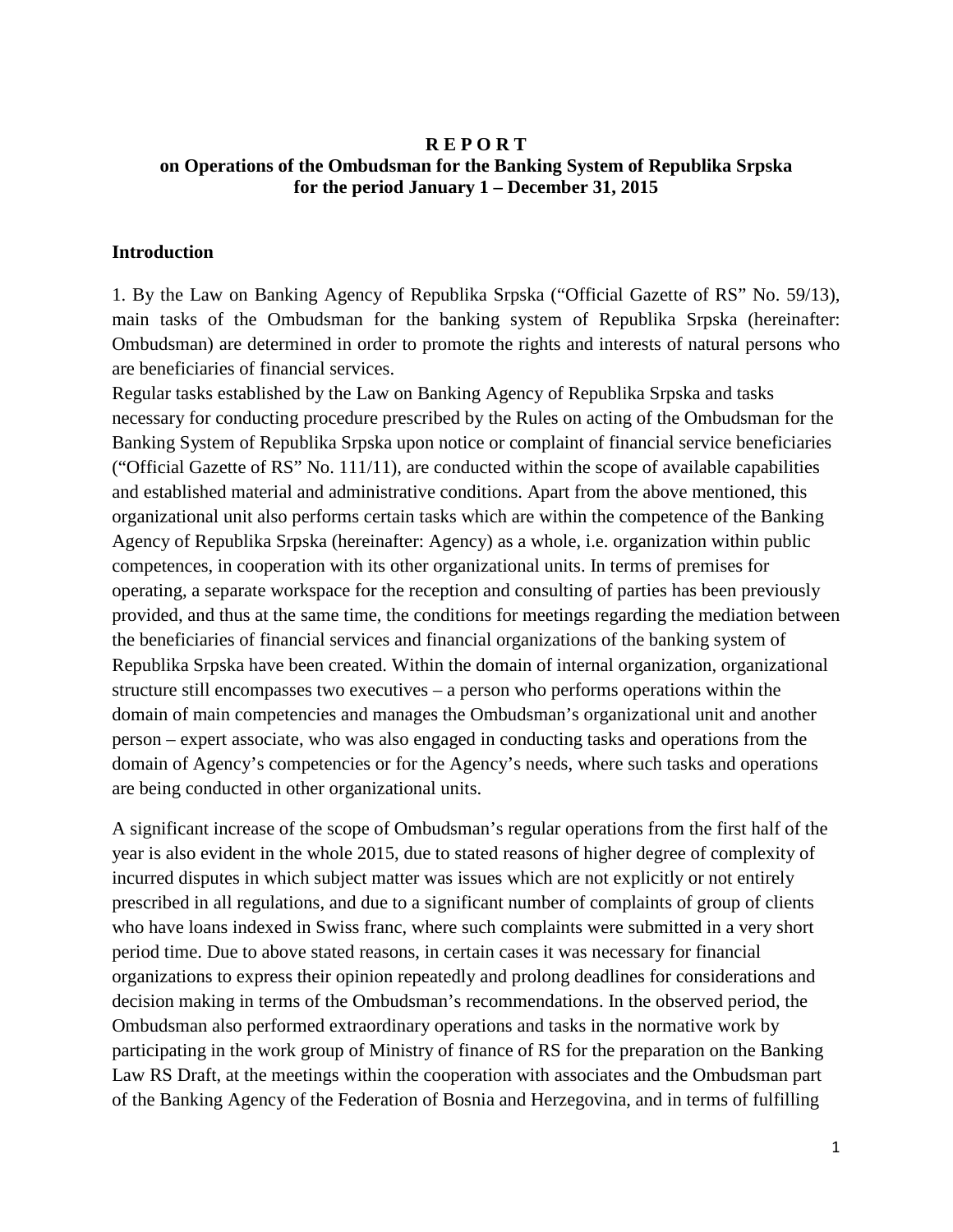**R E P O R T**
**on Operations of the Ombudsman for the Banking System of Republika Srpska for the period January 1 – December 31, 2015**

## Introduction

1. By the Law on Banking Agency of Republika Srpska ("Official Gazette of RS" No. 59/13), main tasks of the Ombudsman for the banking system of Republika Srpska (hereinafter: Ombudsman) are determined in order to promote the rights and interests of natural persons who are beneficiaries of financial services.
Regular tasks established by the Law on Banking Agency of Republika Srpska and tasks necessary for conducting procedure prescribed by the Rules on acting of the Ombudsman for the Banking System of Republika Srpska upon notice or complaint of financial service beneficiaries ("Official Gazette of RS" No. 111/11), are conducted within the scope of available capabilities and established material and administrative conditions. Apart from the above mentioned, this organizational unit also performs certain tasks which are within the competence of the Banking Agency of Republika Srpska (hereinafter: Agency) as a whole, i.e. organization within public competences, in cooperation with its other organizational units. In terms of premises for operating, a separate workspace for the reception and consulting of parties has been previously provided, and thus at the same time, the conditions for meetings regarding the mediation between the beneficiaries of financial services and financial organizations of the banking system of Republika Srpska have been created. Within the domain of internal organization, organizational structure still encompasses two executives – a person who performs operations within the domain of main competencies and manages the Ombudsman's organizational unit and another person – expert associate, who was also engaged in conducting tasks and operations from the domain of Agency's competencies or for the Agency's needs, where such tasks and operations are being conducted in other organizational units.

A significant increase of the scope of Ombudsman's regular operations from the first half of the year is also evident in the whole 2015, due to stated reasons of higher degree of complexity of incurred disputes in which subject matter was issues which are not explicitly or not entirely prescribed in all regulations, and due to a significant number of complaints of group of clients who have loans indexed in Swiss franc, where such complaints were submitted in a very short period time. Due to above stated reasons, in certain cases it was necessary for financial organizations to express their opinion repeatedly and prolong deadlines for considerations and decision making in terms of the Ombudsman's recommendations. In the observed period, the Ombudsman also performed extraordinary operations and tasks in the normative work by participating in the work group of Ministry of finance of RS for the preparation on the Banking Law RS Draft, at the meetings within the cooperation with associates and the Ombudsman part of the Banking Agency of the Federation of Bosnia and Herzegovina, and in terms of fulfilling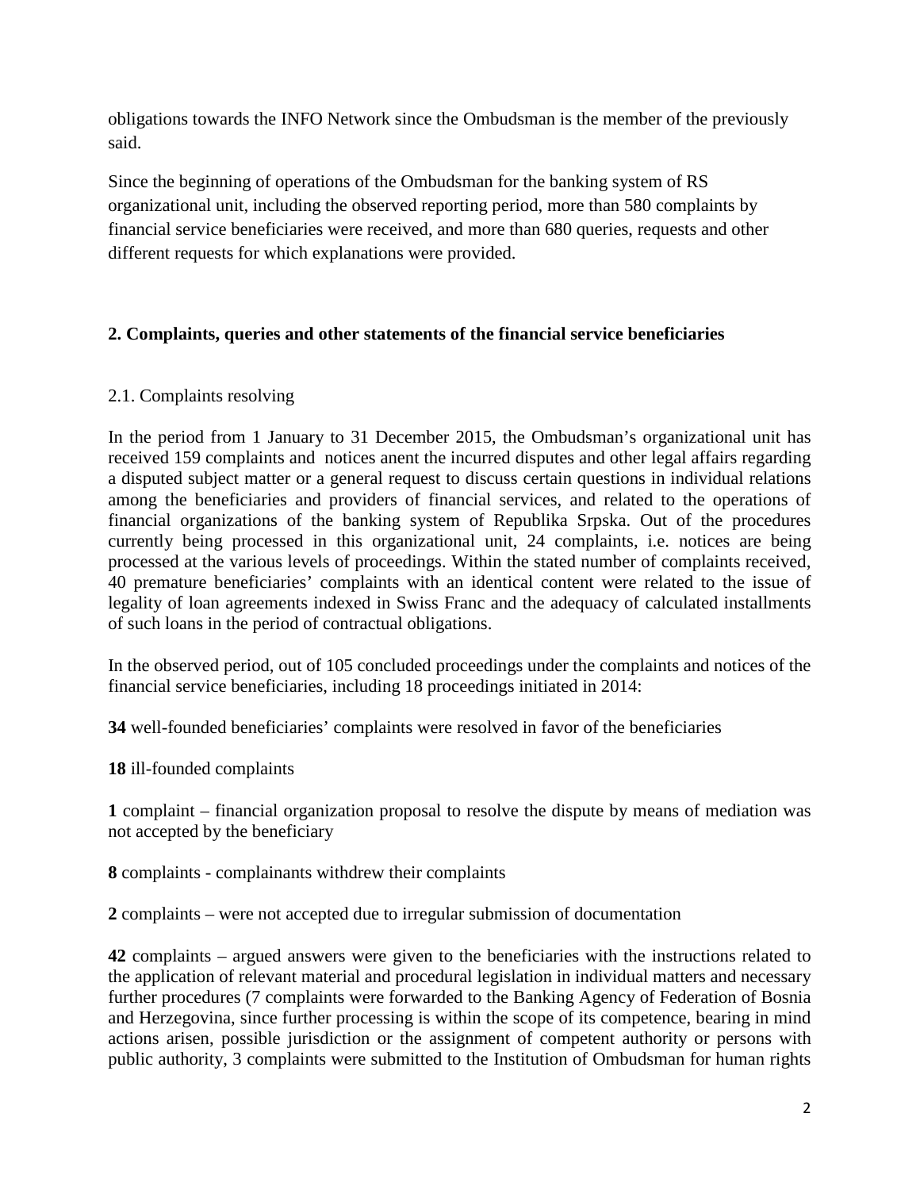obligations towards the INFO Network since the Ombudsman is the member of the previously said.

Since the beginning of operations of the Ombudsman for the banking system of RS organizational unit, including the observed reporting period, more than 580 complaints by financial service beneficiaries were received, and more than 680 queries, requests and other different requests for which explanations were provided.

## 2. Complaints, queries and other statements of the financial service beneficiaries

### 2.1. Complaints resolving

In the period from 1 January to 31 December 2015, the Ombudsman's organizational unit has received 159 complaints and notices anent the incurred disputes and other legal affairs regarding a disputed subject matter or a general request to discuss certain questions in individual relations among the beneficiaries and providers of financial services, and related to the operations of financial organizations of the banking system of Republika Srpska. Out of the procedures currently being processed in this organizational unit, 24 complaints, i.e. notices are being processed at the various levels of proceedings. Within the stated number of complaints received, 40 premature beneficiaries' complaints with an identical content were related to the issue of legality of loan agreements indexed in Swiss Franc and the adequacy of calculated installments of such loans in the period of contractual obligations.

In the observed period, out of 105 concluded proceedings under the complaints and notices of the financial service beneficiaries, including 18 proceedings initiated in 2014:

**34** well-founded beneficiaries' complaints were resolved in favor of the beneficiaries

**18** ill-founded complaints

**1** complaint – financial organization proposal to resolve the dispute by means of mediation was not accepted by the beneficiary

**8** complaints - complainants withdrew their complaints

**2** complaints – were not accepted due to irregular submission of documentation

**42** complaints – argued answers were given to the beneficiaries with the instructions related to the application of relevant material and procedural legislation in individual matters and necessary further procedures (7 complaints were forwarded to the Banking Agency of Federation of Bosnia and Herzegovina, since further processing is within the scope of its competence, bearing in mind actions arisen, possible jurisdiction or the assignment of competent authority or persons with public authority, 3 complaints were submitted to the Institution of Ombudsman for human rights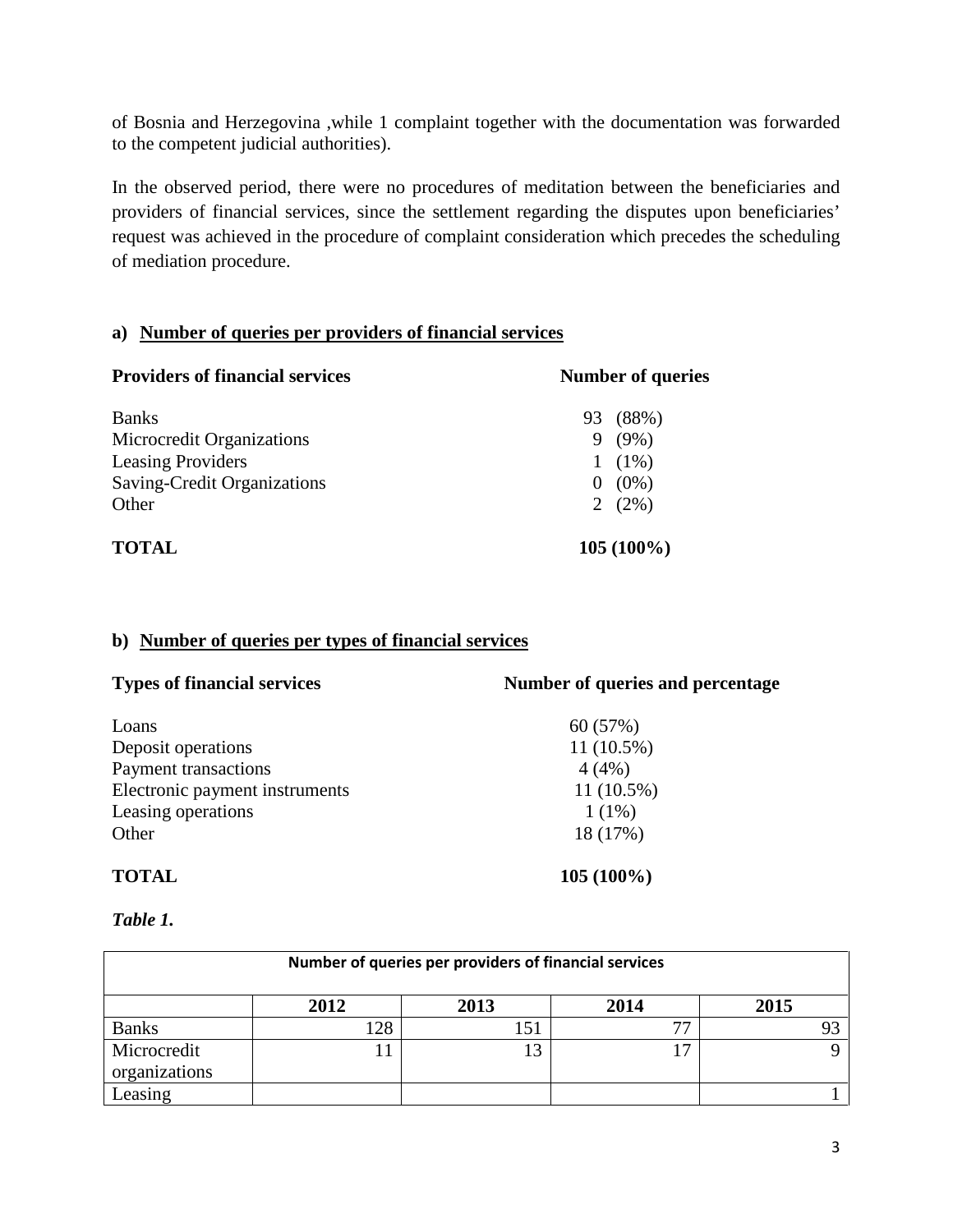of Bosnia and Herzegovina ,while 1 complaint together with the documentation was forwarded to the competent judicial authorities).

In the observed period, there were no procedures of meditation between the beneficiaries and providers of financial services, since the settlement regarding the disputes upon beneficiaries' request was achieved in the procedure of complaint consideration which precedes the scheduling of mediation procedure.

**a) Number of queries per providers of financial services**

| **Providers of financial services** | **Number of queries** |
|---|---|
| Banks | 93 (88%) |
| Microcredit Organizations | 9 (9%) |
| Leasing Providers | 1 (1%) |
| Saving-Credit Organizations | 0 (0%) |
| Other | 2 (2%) |
| **TOTAL** | **105 (100%)** |

**b) Number of queries per types of financial services**

| **Types of financial services** | **Number of queries and percentage** |
|---|---|
| Loans | 60 (57%) |
| Deposit operations | 11 (10.5%) |
| Payment transactions | 4 (4%) |
| Electronic payment instruments | 11 (10.5%) |
| Leasing operations | 1 (1%) |
| Other | 18 (17%) |
| **TOTAL** | **105 (100%)** |

***Table 1.***

| **Number of queries per providers of financial services** | | | | |
|---|---|---|---|---|
| | **2012** | **2013** | **2014** | **2015** |
| Banks | 128 | 151 | 77 | 93 |
| Microcredit organizations | 11 | 13 | 17 | 9 |
| Leasing | | | | 1 |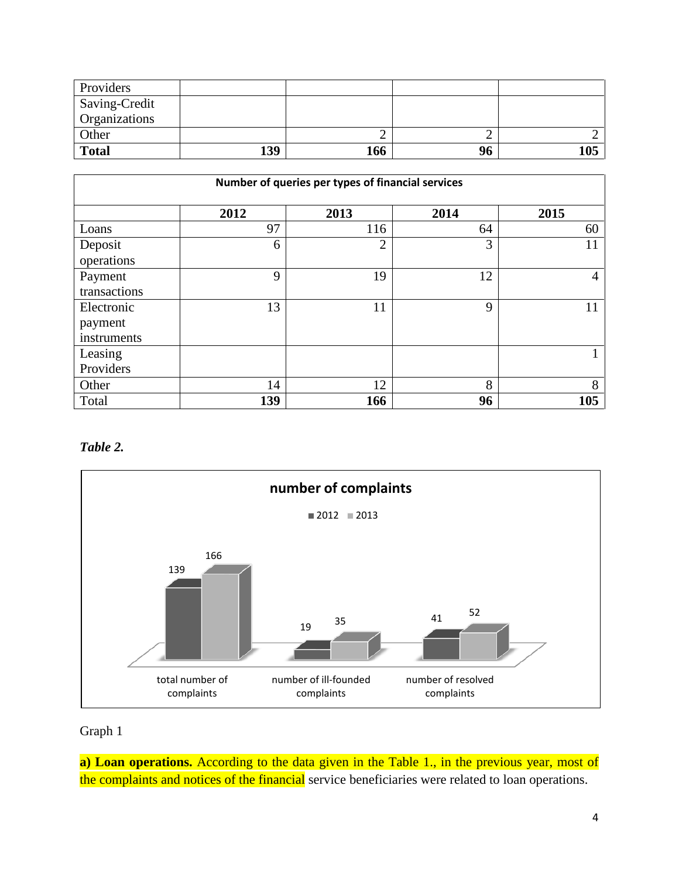| Providers | | | | |
|---|---|---|---|---|
| Saving-Credit Organizations | | | | |
| Other | | 2 | 2 | 2 |
| **Total** | **139** | **166** | **96** | **105** |

| Number of queries per types of financial services | | | | |
|---|---|---|---|---|
| | **2012** | **2013** | **2014** | **2015** |
| Loans | 97 | 116 | 64 | 60 |
| Deposit operations | 6 | 2 | 3 | 11 |
| Payment transactions | 9 | 19 | 12 | 4 |
| Electronic payment instruments | 13 | 11 | 9 | 11 |
| Leasing Providers | | | | 1 |
| Other | 14 | 12 | 8 | 8 |
| Total | **139** | **166** | **96** | **105** |

***Table 2.***

**number of complaints**

| | 2012 | 2013 |
|---|---|---|
| total number of complaints | 139 | 166 |
| number of ill-founded complaints | 19 | 35 |
| number of resolved complaints | 41 | 52 |

Graph 1

**a) Loan operations.** According to the data given in the Table 1., in the previous year, most of the complaints and notices of the financial service beneficiaries were related to loan operations.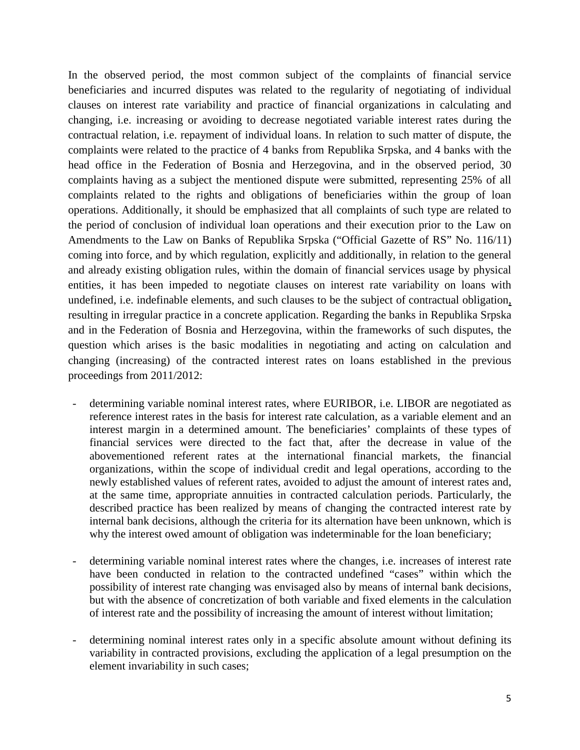In the observed period, the most common subject of the complaints of financial service beneficiaries and incurred disputes was related to the regularity of negotiating of individual clauses on interest rate variability and practice of financial organizations in calculating and changing, i.e. increasing or avoiding to decrease negotiated variable interest rates during the contractual relation, i.e. repayment of individual loans. In relation to such matter of dispute, the complaints were related to the practice of 4 banks from Republika Srpska, and 4 banks with the head office in the Federation of Bosnia and Herzegovina, and in the observed period, 30 complaints having as a subject the mentioned dispute were submitted, representing 25% of all complaints related to the rights and obligations of beneficiaries within the group of loan operations. Additionally, it should be emphasized that all complaints of such type are related to the period of conclusion of individual loan operations and their execution prior to the Law on Amendments to the Law on Banks of Republika Srpska ("Official Gazette of RS" No. 116/11) coming into force, and by which regulation, explicitly and additionally, in relation to the general and already existing obligation rules, within the domain of financial services usage by physical entities, it has been impeded to negotiate clauses on interest rate variability on loans with undefined, i.e. indefinable elements, and such clauses to be the subject of contractual obligation, resulting in irregular practice in a concrete application. Regarding the banks in Republika Srpska and in the Federation of Bosnia and Herzegovina, within the frameworks of such disputes, the question which arises is the basic modalities in negotiating and acting on calculation and changing (increasing) of the contracted interest rates on loans established in the previous proceedings from 2011/2012:

- determining variable nominal interest rates, where EURIBOR, i.e. LIBOR are negotiated as reference interest rates in the basis for interest rate calculation, as a variable element and an interest margin in a determined amount. The beneficiaries' complaints of these types of financial services were directed to the fact that, after the decrease in value of the abovementioned referent rates at the international financial markets, the financial organizations, within the scope of individual credit and legal operations, according to the newly established values of referent rates, avoided to adjust the amount of interest rates and, at the same time, appropriate annuities in contracted calculation periods. Particularly, the described practice has been realized by means of changing the contracted interest rate by internal bank decisions, although the criteria for its alternation have been unknown, which is why the interest owed amount of obligation was indeterminable for the loan beneficiary;

- determining variable nominal interest rates where the changes, i.e. increases of interest rate have been conducted in relation to the contracted undefined "cases" within which the possibility of interest rate changing was envisaged also by means of internal bank decisions, but with the absence of concretization of both variable and fixed elements in the calculation of interest rate and the possibility of increasing the amount of interest without limitation;

- determining nominal interest rates only in a specific absolute amount without defining its variability in contracted provisions, excluding the application of a legal presumption on the element invariability in such cases;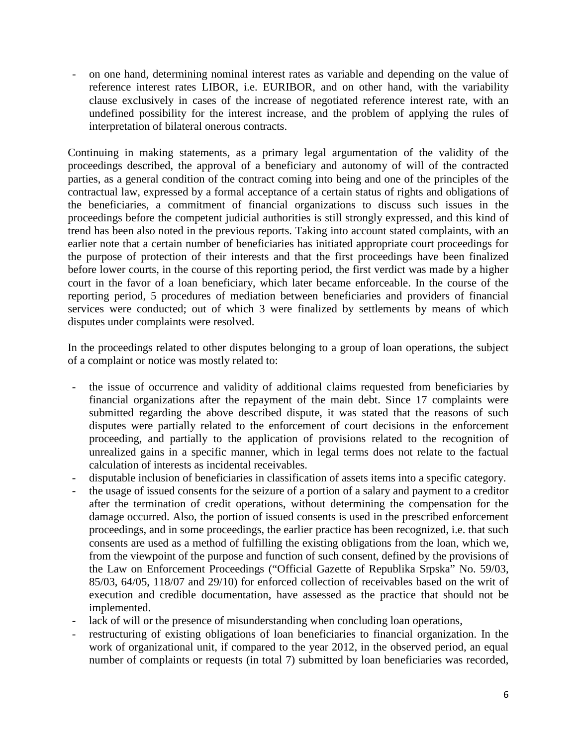- on one hand, determining nominal interest rates as variable and depending on the value of reference interest rates LIBOR, i.e. EURIBOR, and on other hand, with the variability clause exclusively in cases of the increase of negotiated reference interest rate, with an undefined possibility for the interest increase, and the problem of applying the rules of interpretation of bilateral onerous contracts.

Continuing in making statements, as a primary legal argumentation of the validity of the proceedings described, the approval of a beneficiary and autonomy of will of the contracted parties, as a general condition of the contract coming into being and one of the principles of the contractual law, expressed by a formal acceptance of a certain status of rights and obligations of the beneficiaries, a commitment of financial organizations to discuss such issues in the proceedings before the competent judicial authorities is still strongly expressed, and this kind of trend has been also noted in the previous reports. Taking into account stated complaints, with an earlier note that a certain number of beneficiaries has initiated appropriate court proceedings for the purpose of protection of their interests and that the first proceedings have been finalized before lower courts, in the course of this reporting period, the first verdict was made by a higher court in the favor of a loan beneficiary, which later became enforceable. In the course of the reporting period, 5 procedures of mediation between beneficiaries and providers of financial services were conducted; out of which 3 were finalized by settlements by means of which disputes under complaints were resolved.

In the proceedings related to other disputes belonging to a group of loan operations, the subject of a complaint or notice was mostly related to:

- the issue of occurrence and validity of additional claims requested from beneficiaries by financial organizations after the repayment of the main debt. Since 17 complaints were submitted regarding the above described dispute, it was stated that the reasons of such disputes were partially related to the enforcement of court decisions in the enforcement proceeding, and partially to the application of provisions related to the recognition of unrealized gains in a specific manner, which in legal terms does not relate to the factual calculation of interests as incidental receivables.
- disputable inclusion of beneficiaries in classification of assets items into a specific category.
- the usage of issued consents for the seizure of a portion of a salary and payment to a creditor after the termination of credit operations, without determining the compensation for the damage occurred. Also, the portion of issued consents is used in the prescribed enforcement proceedings, and in some proceedings, the earlier practice has been recognized, i.e. that such consents are used as a method of fulfilling the existing obligations from the loan, which we, from the viewpoint of the purpose and function of such consent, defined by the provisions of the Law on Enforcement Proceedings ("Official Gazette of Republika Srpska" No. 59/03, 85/03, 64/05, 118/07 and 29/10) for enforced collection of receivables based on the writ of execution and credible documentation, have assessed as the practice that should not be implemented.
- lack of will or the presence of misunderstanding when concluding loan operations,
- restructuring of existing obligations of loan beneficiaries to financial organization. In the work of organizational unit, if compared to the year 2012, in the observed period, an equal number of complaints or requests (in total 7) submitted by loan beneficiaries was recorded,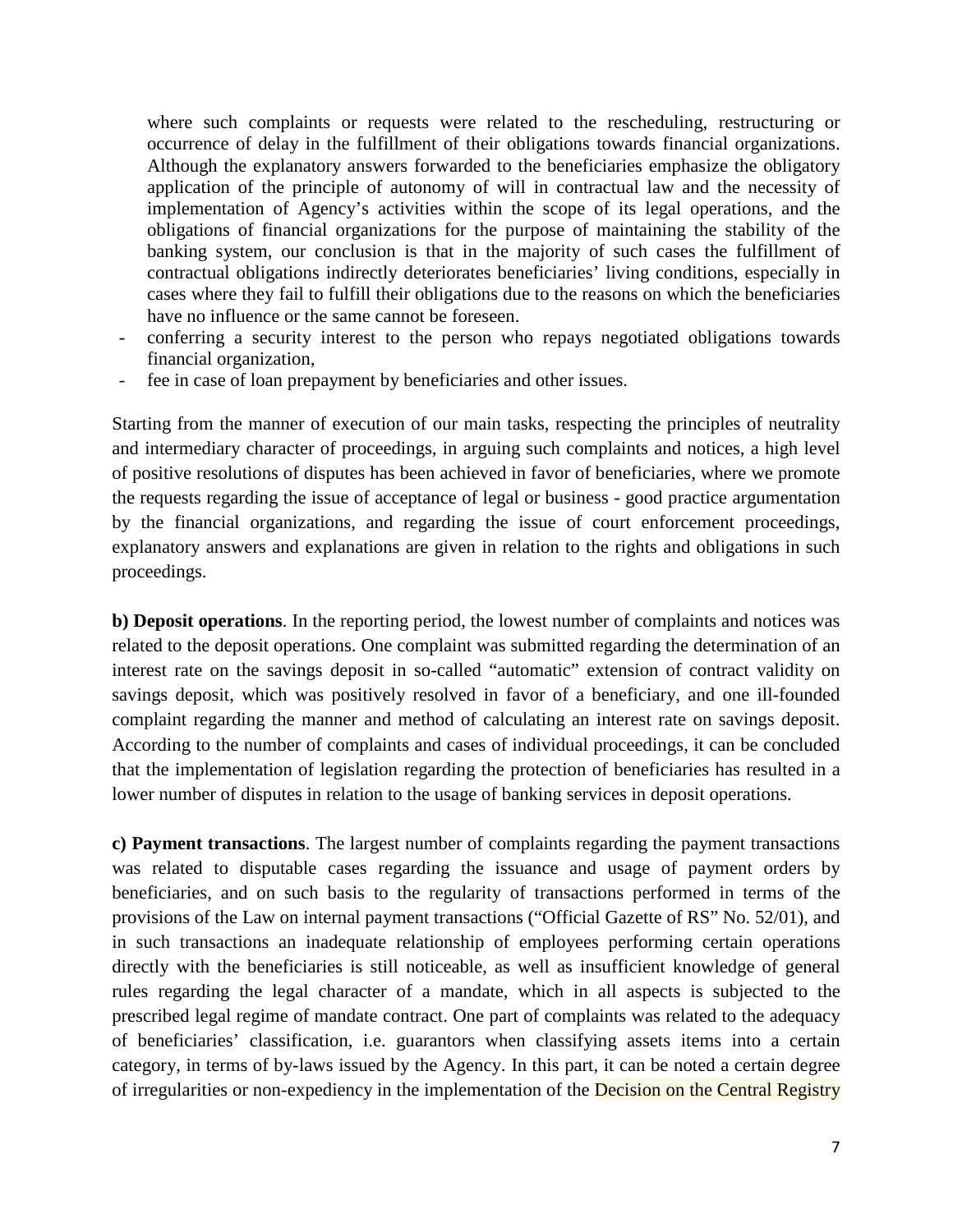where such complaints or requests were related to the rescheduling, restructuring or occurrence of delay in the fulfillment of their obligations towards financial organizations. Although the explanatory answers forwarded to the beneficiaries emphasize the obligatory application of the principle of autonomy of will in contractual law and the necessity of implementation of Agency's activities within the scope of its legal operations, and the obligations of financial organizations for the purpose of maintaining the stability of the banking system, our conclusion is that in the majority of such cases the fulfillment of contractual obligations indirectly deteriorates beneficiaries' living conditions, especially in cases where they fail to fulfill their obligations due to the reasons on which the beneficiaries have no influence or the same cannot be foreseen.

- conferring a security interest to the person who repays negotiated obligations towards financial organization,
- fee in case of loan prepayment by beneficiaries and other issues.

Starting from the manner of execution of our main tasks, respecting the principles of neutrality and intermediary character of proceedings, in arguing such complaints and notices, a high level of positive resolutions of disputes has been achieved in favor of beneficiaries, where we promote the requests regarding the issue of acceptance of legal or business - good practice argumentation by the financial organizations, and regarding the issue of court enforcement proceedings, explanatory answers and explanations are given in relation to the rights and obligations in such proceedings.

**b) Deposit operations**. In the reporting period, the lowest number of complaints and notices was related to the deposit operations. One complaint was submitted regarding the determination of an interest rate on the savings deposit in so-called "automatic" extension of contract validity on savings deposit, which was positively resolved in favor of a beneficiary, and one ill-founded complaint regarding the manner and method of calculating an interest rate on savings deposit. According to the number of complaints and cases of individual proceedings, it can be concluded that the implementation of legislation regarding the protection of beneficiaries has resulted in a lower number of disputes in relation to the usage of banking services in deposit operations.

**c) Payment transactions**. The largest number of complaints regarding the payment transactions was related to disputable cases regarding the issuance and usage of payment orders by beneficiaries, and on such basis to the regularity of transactions performed in terms of the provisions of the Law on internal payment transactions ("Official Gazette of RS" No. 52/01), and in such transactions an inadequate relationship of employees performing certain operations directly with the beneficiaries is still noticeable, as well as insufficient knowledge of general rules regarding the legal character of a mandate, which in all aspects is subjected to the prescribed legal regime of mandate contract. One part of complaints was related to the adequacy of beneficiaries' classification, i.e. guarantors when classifying assets items into a certain category, in terms of by-laws issued by the Agency. In this part, it can be noted a certain degree of irregularities or non-expediency in the implementation of the Decision on the Central Registry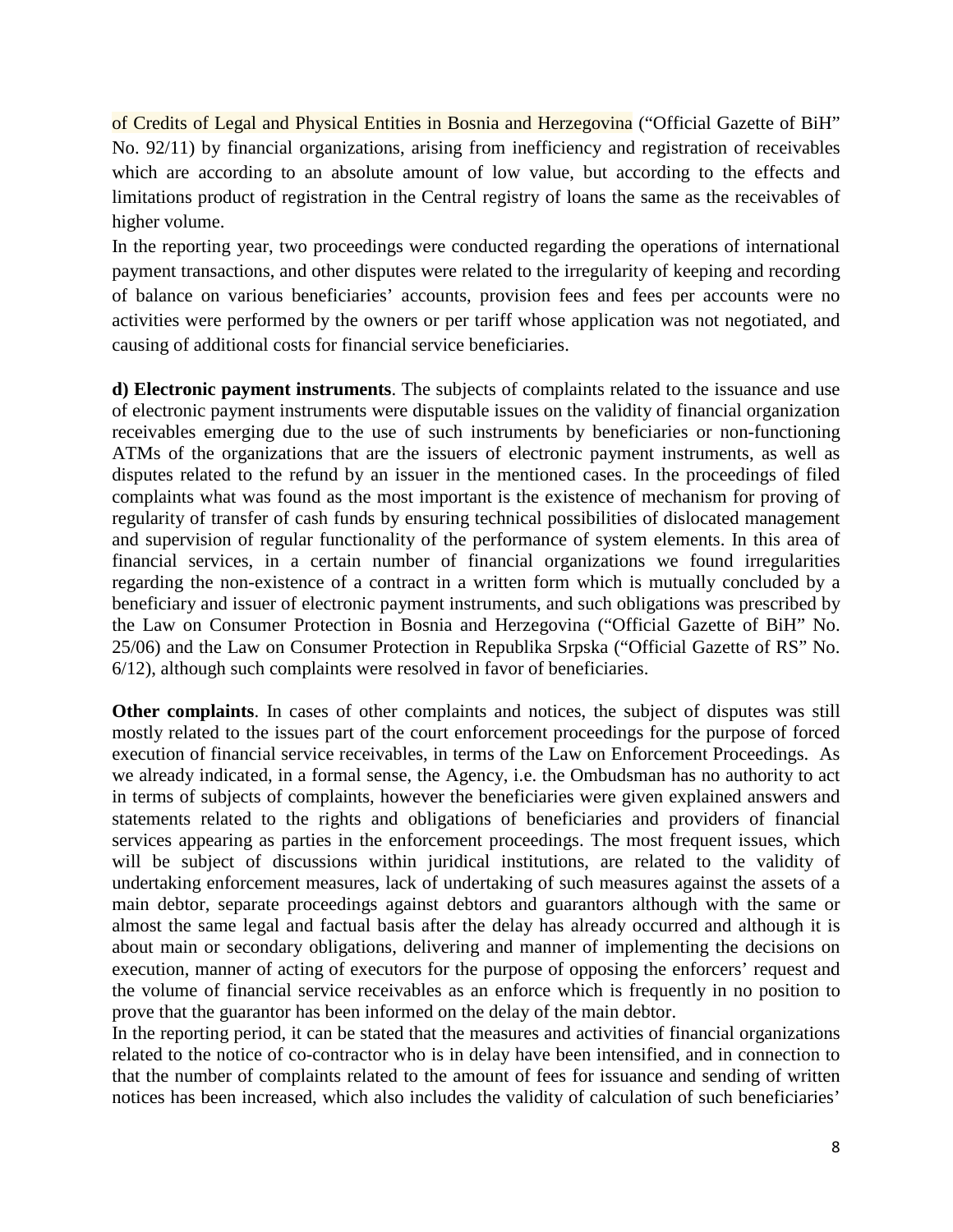of Credits of Legal and Physical Entities in Bosnia and Herzegovina ("Official Gazette of BiH" No. 92/11) by financial organizations, arising from inefficiency and registration of receivables which are according to an absolute amount of low value, but according to the effects and limitations product of registration in the Central registry of loans the same as the receivables of higher volume.

In the reporting year, two proceedings were conducted regarding the operations of international payment transactions, and other disputes were related to the irregularity of keeping and recording of balance on various beneficiaries' accounts, provision fees and fees per accounts were no activities were performed by the owners or per tariff whose application was not negotiated, and causing of additional costs for financial service beneficiaries.

**d) Electronic payment instruments**. The subjects of complaints related to the issuance and use of electronic payment instruments were disputable issues on the validity of financial organization receivables emerging due to the use of such instruments by beneficiaries or non-functioning ATMs of the organizations that are the issuers of electronic payment instruments, as well as disputes related to the refund by an issuer in the mentioned cases. In the proceedings of filed complaints what was found as the most important is the existence of mechanism for proving of regularity of transfer of cash funds by ensuring technical possibilities of dislocated management and supervision of regular functionality of the performance of system elements. In this area of financial services, in a certain number of financial organizations we found irregularities regarding the non-existence of a contract in a written form which is mutually concluded by a beneficiary and issuer of electronic payment instruments, and such obligations was prescribed by the Law on Consumer Protection in Bosnia and Herzegovina ("Official Gazette of BiH" No. 25/06) and the Law on Consumer Protection in Republika Srpska ("Official Gazette of RS" No. 6/12), although such complaints were resolved in favor of beneficiaries.

**Other complaints**. In cases of other complaints and notices, the subject of disputes was still mostly related to the issues part of the court enforcement proceedings for the purpose of forced execution of financial service receivables, in terms of the Law on Enforcement Proceedings. As we already indicated, in a formal sense, the Agency, i.e. the Ombudsman has no authority to act in terms of subjects of complaints, however the beneficiaries were given explained answers and statements related to the rights and obligations of beneficiaries and providers of financial services appearing as parties in the enforcement proceedings. The most frequent issues, which will be subject of discussions within juridical institutions, are related to the validity of undertaking enforcement measures, lack of undertaking of such measures against the assets of a main debtor, separate proceedings against debtors and guarantors although with the same or almost the same legal and factual basis after the delay has already occurred and although it is about main or secondary obligations, delivering and manner of implementing the decisions on execution, manner of acting of executors for the purpose of opposing the enforcers' request and the volume of financial service receivables as an enforce which is frequently in no position to prove that the guarantor has been informed on the delay of the main debtor.

In the reporting period, it can be stated that the measures and activities of financial organizations related to the notice of co-contractor who is in delay have been intensified, and in connection to that the number of complaints related to the amount of fees for issuance and sending of written notices has been increased, which also includes the validity of calculation of such beneficiaries'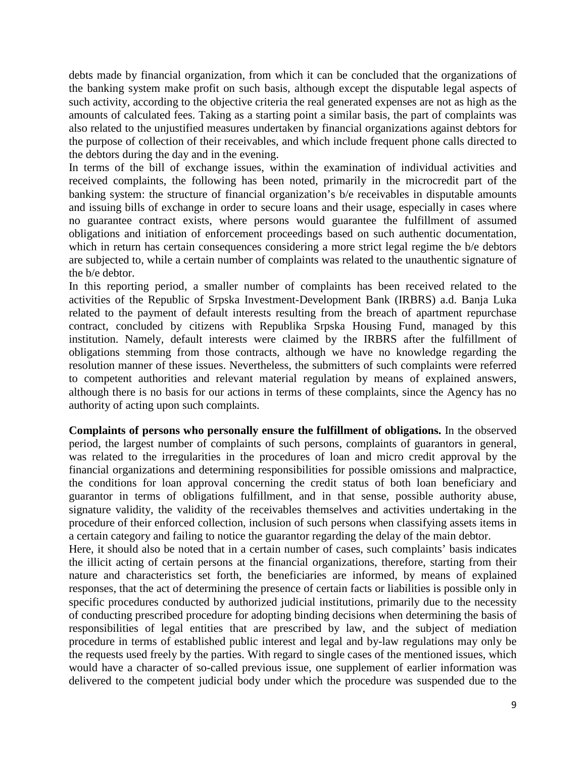debts made by financial organization, from which it can be concluded that the organizations of the banking system make profit on such basis, although except the disputable legal aspects of such activity, according to the objective criteria the real generated expenses are not as high as the amounts of calculated fees. Taking as a starting point a similar basis, the part of complaints was also related to the unjustified measures undertaken by financial organizations against debtors for the purpose of collection of their receivables, and which include frequent phone calls directed to the debtors during the day and in the evening.

In terms of the bill of exchange issues, within the examination of individual activities and received complaints, the following has been noted, primarily in the microcredit part of the banking system: the structure of financial organization's b/e receivables in disputable amounts and issuing bills of exchange in order to secure loans and their usage, especially in cases where no guarantee contract exists, where persons would guarantee the fulfillment of assumed obligations and initiation of enforcement proceedings based on such authentic documentation, which in return has certain consequences considering a more strict legal regime the b/e debtors are subjected to, while a certain number of complaints was related to the unauthentic signature of the b/e debtor.

In this reporting period, a smaller number of complaints has been received related to the activities of the Republic of Srpska Investment-Development Bank (IRBRS) a.d. Banja Luka related to the payment of default interests resulting from the breach of apartment repurchase contract, concluded by citizens with Republika Srpska Housing Fund, managed by this institution. Namely, default interests were claimed by the IRBRS after the fulfillment of obligations stemming from those contracts, although we have no knowledge regarding the resolution manner of these issues. Nevertheless, the submitters of such complaints were referred to competent authorities and relevant material regulation by means of explained answers, although there is no basis for our actions in terms of these complaints, since the Agency has no authority of acting upon such complaints.

**Complaints of persons who personally ensure the fulfillment of obligations.** In the observed period, the largest number of complaints of such persons, complaints of guarantors in general, was related to the irregularities in the procedures of loan and micro credit approval by the financial organizations and determining responsibilities for possible omissions and malpractice, the conditions for loan approval concerning the credit status of both loan beneficiary and guarantor in terms of obligations fulfillment, and in that sense, possible authority abuse, signature validity, the validity of the receivables themselves and activities undertaking in the procedure of their enforced collection, inclusion of such persons when classifying assets items in a certain category and failing to notice the guarantor regarding the delay of the main debtor.

Here, it should also be noted that in a certain number of cases, such complaints' basis indicates the illicit acting of certain persons at the financial organizations, therefore, starting from their nature and characteristics set forth, the beneficiaries are informed, by means of explained responses, that the act of determining the presence of certain facts or liabilities is possible only in specific procedures conducted by authorized judicial institutions, primarily due to the necessity of conducting prescribed procedure for adopting binding decisions when determining the basis of responsibilities of legal entities that are prescribed by law, and the subject of mediation procedure in terms of established public interest and legal and by-law regulations may only be the requests used freely by the parties. With regard to single cases of the mentioned issues, which would have a character of so-called previous issue, one supplement of earlier information was delivered to the competent judicial body under which the procedure was suspended due to the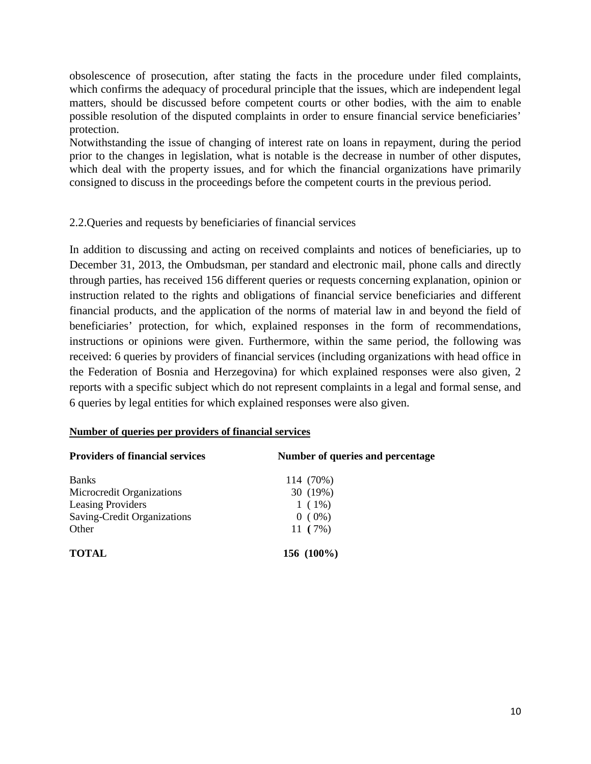obsolescence of prosecution, after stating the facts in the procedure under filed complaints, which confirms the adequacy of procedural principle that the issues, which are independent legal matters, should be discussed before competent courts or other bodies, with the aim to enable possible resolution of the disputed complaints in order to ensure financial service beneficiaries' protection.

Notwithstanding the issue of changing of interest rate on loans in repayment, during the period prior to the changes in legislation, what is notable is the decrease in number of other disputes, which deal with the property issues, and for which the financial organizations have primarily consigned to discuss in the proceedings before the competent courts in the previous period.

## 2.2.Queries and requests by beneficiaries of financial services

In addition to discussing and acting on received complaints and notices of beneficiaries, up to December 31, 2013, the Ombudsman, per standard and electronic mail, phone calls and directly through parties, has received 156 different queries or requests concerning explanation, opinion or instruction related to the rights and obligations of financial service beneficiaries and different financial products, and the application of the norms of material law in and beyond the field of beneficiaries' protection, for which, explained responses in the form of recommendations, instructions or opinions were given. Furthermore, within the same period, the following was received: 6 queries by providers of financial services (including organizations with head office in the Federation of Bosnia and Herzegovina) for which explained responses were also given, 2 reports with a specific subject which do not represent complaints in a legal and formal sense, and 6 queries by legal entities for which explained responses were also given.

**Number of queries per providers of financial services**

| Providers of financial services | Number of queries and percentage |
|---|---|
| Banks | 114 (70%) |
| Microcredit Organizations | 30 (19%) |
| Leasing Providers | 1 ( 1%) |
| Saving-Credit Organizations | 0 ( 0%) |
| Other | 11 ( 7%) |
| **TOTAL** | **156 (100%)** |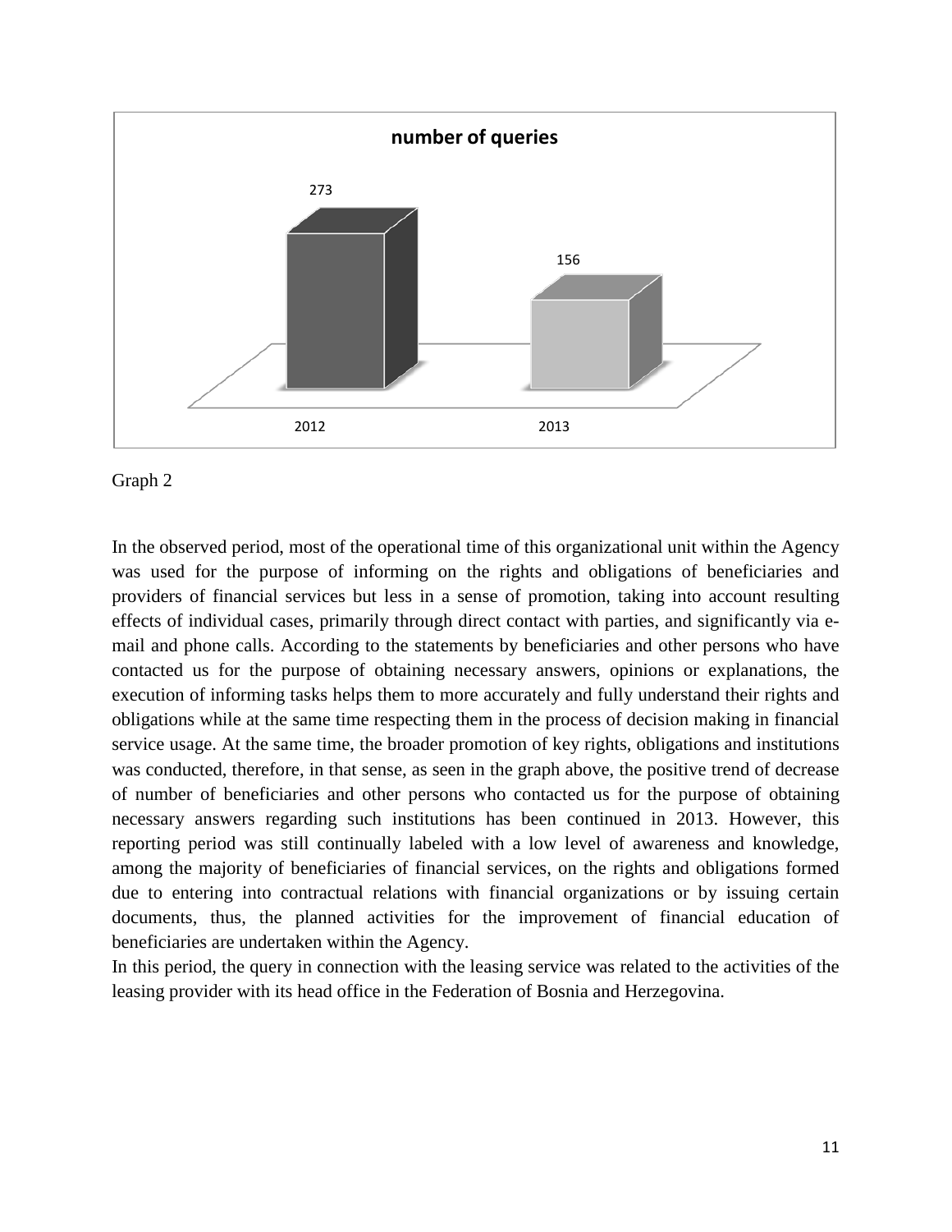Graph 2

In the observed period, most of the operational time of this organizational unit within the Agency was used for the purpose of informing on the rights and obligations of beneficiaries and providers of financial services but less in a sense of promotion, taking into account resulting effects of individual cases, primarily through direct contact with parties, and significantly via e-mail and phone calls. According to the statements by beneficiaries and other persons who have contacted us for the purpose of obtaining necessary answers, opinions or explanations, the execution of informing tasks helps them to more accurately and fully understand their rights and obligations while at the same time respecting them in the process of decision making in financial service usage. At the same time, the broader promotion of key rights, obligations and institutions was conducted, therefore, in that sense, as seen in the graph above, the positive trend of decrease of number of beneficiaries and other persons who contacted us for the purpose of obtaining necessary answers regarding such institutions has been continued in 2013. However, this reporting period was still continually labeled with a low level of awareness and knowledge, among the majority of beneficiaries of financial services, on the rights and obligations formed due to entering into contractual relations with financial organizations or by issuing certain documents, thus, the planned activities for the improvement of financial education of beneficiaries are undertaken within the Agency.

In this period, the query in connection with the leasing service was related to the activities of the leasing provider with its head office in the Federation of Bosnia and Herzegovina.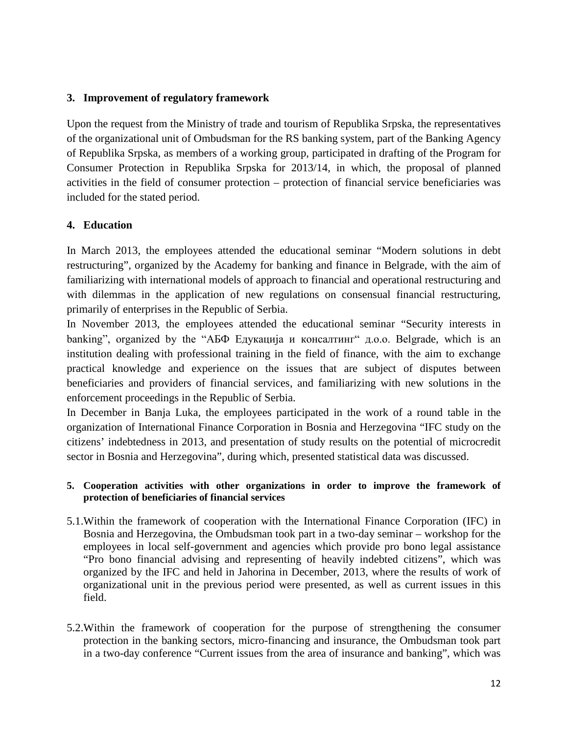## 3. Improvement of regulatory framework

Upon the request from the Ministry of trade and tourism of Republika Srpska, the representatives of the organizational unit of Ombudsman for the RS banking system, part of the Banking Agency of Republika Srpska, as members of a working group, participated in drafting of the Program for Consumer Protection in Republika Srpska for 2013/14, in which, the proposal of planned activities in the field of consumer protection – protection of financial service beneficiaries was included for the stated period.

## 4. Education

In March 2013, the employees attended the educational seminar "Modern solutions in debt restructuring", organized by the Academy for banking and finance in Belgrade, with the aim of familiarizing with international models of approach to financial and operational restructuring and with dilemmas in the application of new regulations on consensual financial restructuring, primarily of enterprises in the Republic of Serbia.

In November 2013, the employees attended the educational seminar "Security interests in banking", organized by the "АБФ Едукација и консалтинг" д.о.о. Belgrade, which is an institution dealing with professional training in the field of finance, with the aim to exchange practical knowledge and experience on the issues that are subject of disputes between beneficiaries and providers of financial services, and familiarizing with new solutions in the enforcement proceedings in the Republic of Serbia.

In December in Banja Luka, the employees participated in the work of a round table in the organization of International Finance Corporation in Bosnia and Herzegovina "IFC study on the citizens' indebtedness in 2013, and presentation of study results on the potential of microcredit sector in Bosnia and Herzegovina", during which, presented statistical data was discussed.

## 5. Cooperation activities with other organizations in order to improve the framework of protection of beneficiaries of financial services

5.1. Within the framework of cooperation with the International Finance Corporation (IFC) in Bosnia and Herzegovina, the Ombudsman took part in a two-day seminar – workshop for the employees in local self-government and agencies which provide pro bono legal assistance "Pro bono financial advising and representing of heavily indebted citizens", which was organized by the IFC and held in Jahorina in December, 2013, where the results of work of organizational unit in the previous period were presented, as well as current issues in this field.

5.2. Within the framework of cooperation for the purpose of strengthening the consumer protection in the banking sectors, micro-financing and insurance, the Ombudsman took part in a two-day conference "Current issues from the area of insurance and banking", which was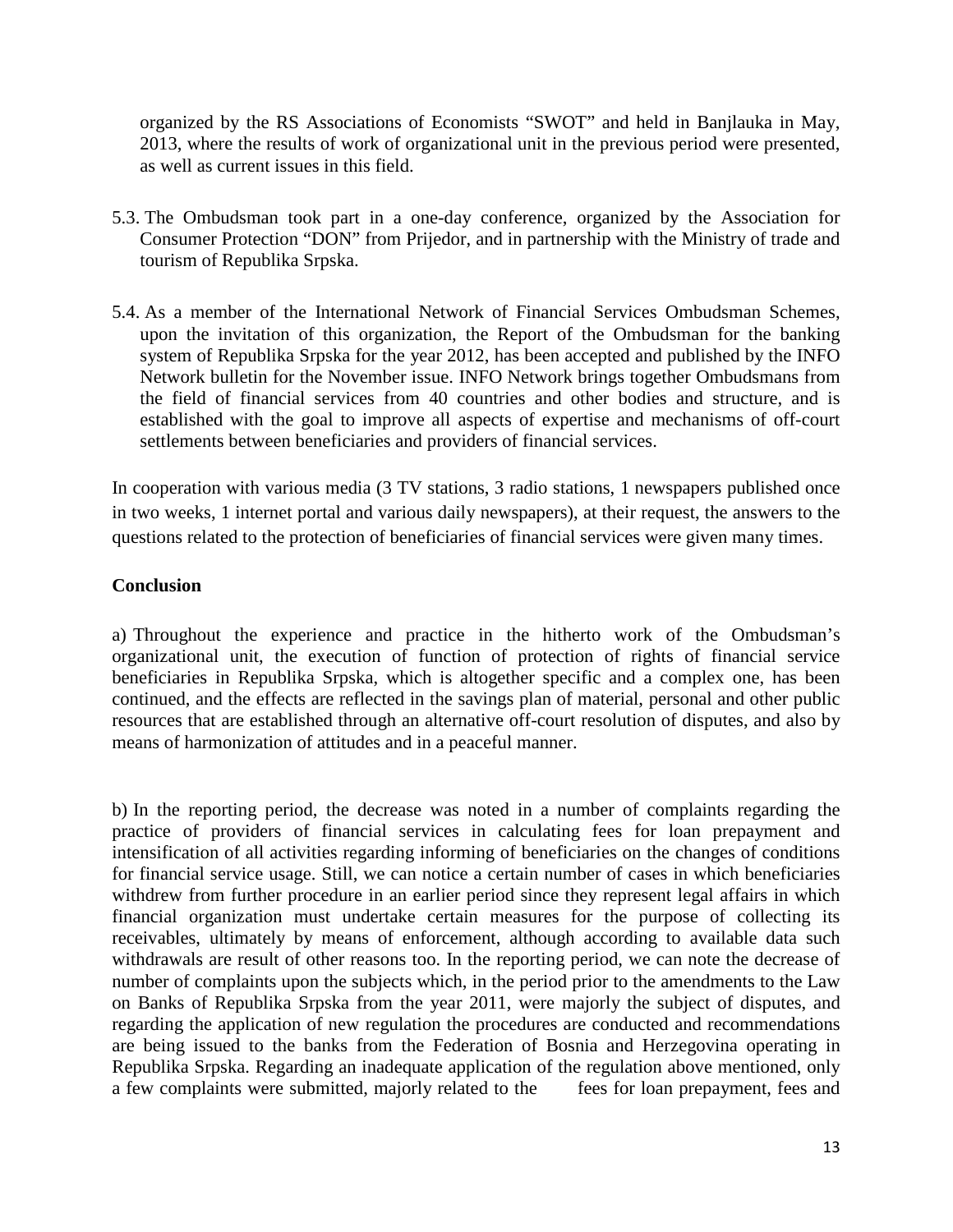organized by the RS Associations of Economists "SWOT" and held in Banjlauka in May, 2013, where the results of work of organizational unit in the previous period were presented, as well as current issues in this field.

5.3. The Ombudsman took part in a one-day conference, organized by the Association for Consumer Protection "DON" from Prijedor, and in partnership with the Ministry of trade and tourism of Republika Srpska.

5.4. As a member of the International Network of Financial Services Ombudsman Schemes, upon the invitation of this organization, the Report of the Ombudsman for the banking system of Republika Srpska for the year 2012, has been accepted and published by the INFO Network bulletin for the November issue. INFO Network brings together Ombudsmans from the field of financial services from 40 countries and other bodies and structure, and is established with the goal to improve all aspects of expertise and mechanisms of off-court settlements between beneficiaries and providers of financial services.

In cooperation with various media (3 TV stations, 3 radio stations, 1 newspapers published once in two weeks, 1 internet portal and various daily newspapers), at their request, the answers to the questions related to the protection of beneficiaries of financial services were given many times.

**Conclusion**

a) Throughout the experience and practice in the hitherto work of the Ombudsman's organizational unit, the execution of function of protection of rights of financial service beneficiaries in Republika Srpska, which is altogether specific and a complex one, has been continued, and the effects are reflected in the savings plan of material, personal and other public resources that are established through an alternative off-court resolution of disputes, and also by means of harmonization of attitudes and in a peaceful manner.

b) In the reporting period, the decrease was noted in a number of complaints regarding the practice of providers of financial services in calculating fees for loan prepayment and intensification of all activities regarding informing of beneficiaries on the changes of conditions for financial service usage. Still, we can notice a certain number of cases in which beneficiaries withdrew from further procedure in an earlier period since they represent legal affairs in which financial organization must undertake certain measures for the purpose of collecting its receivables, ultimately by means of enforcement, although according to available data such withdrawals are result of other reasons too. In the reporting period, we can note the decrease of number of complaints upon the subjects which, in the period prior to the amendments to the Law on Banks of Republika Srpska from the year 2011, were majorly the subject of disputes, and regarding the application of new regulation the procedures are conducted and recommendations are being issued to the banks from the Federation of Bosnia and Herzegovina operating in Republika Srpska. Regarding an inadequate application of the regulation above mentioned, only a few complaints were submitted, majorly related to the fees for loan prepayment, fees and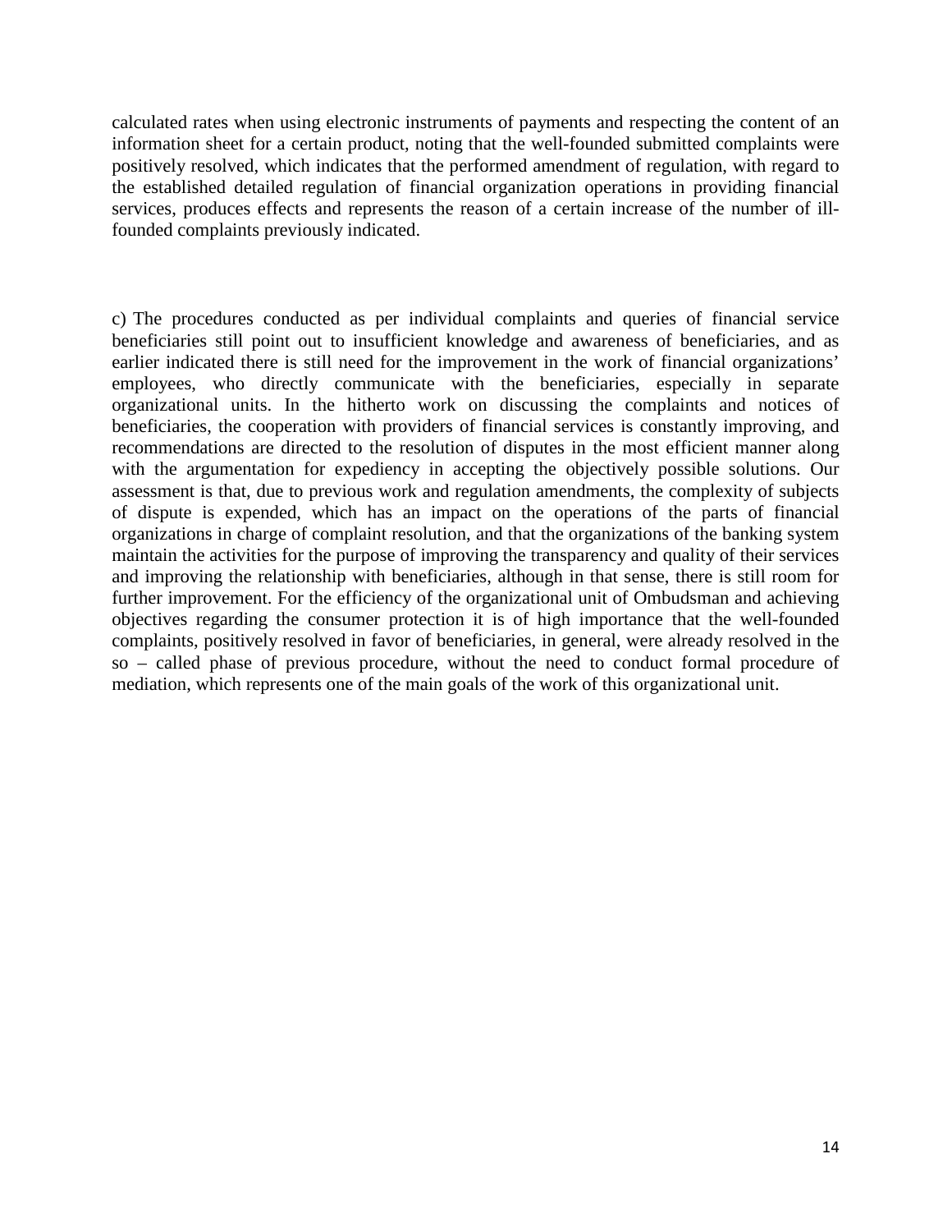calculated rates when using electronic instruments of payments and respecting the content of an information sheet for a certain product, noting that the well-founded submitted complaints were positively resolved, which indicates that the performed amendment of regulation, with regard to the established detailed regulation of financial organization operations in providing financial services, produces effects and represents the reason of a certain increase of the number of ill-founded complaints previously indicated.

c) The procedures conducted as per individual complaints and queries of financial service beneficiaries still point out to insufficient knowledge and awareness of beneficiaries, and as earlier indicated there is still need for the improvement in the work of financial organizations' employees, who directly communicate with the beneficiaries, especially in separate organizational units. In the hitherto work on discussing the complaints and notices of beneficiaries, the cooperation with providers of financial services is constantly improving, and recommendations are directed to the resolution of disputes in the most efficient manner along with the argumentation for expediency in accepting the objectively possible solutions. Our assessment is that, due to previous work and regulation amendments, the complexity of subjects of dispute is expended, which has an impact on the operations of the parts of financial organizations in charge of complaint resolution, and that the organizations of the banking system maintain the activities for the purpose of improving the transparency and quality of their services and improving the relationship with beneficiaries, although in that sense, there is still room for further improvement. For the efficiency of the organizational unit of Ombudsman and achieving objectives regarding the consumer protection it is of high importance that the well-founded complaints, positively resolved in favor of beneficiaries, in general, were already resolved in the so – called phase of previous procedure, without the need to conduct formal procedure of mediation, which represents one of the main goals of the work of this organizational unit.